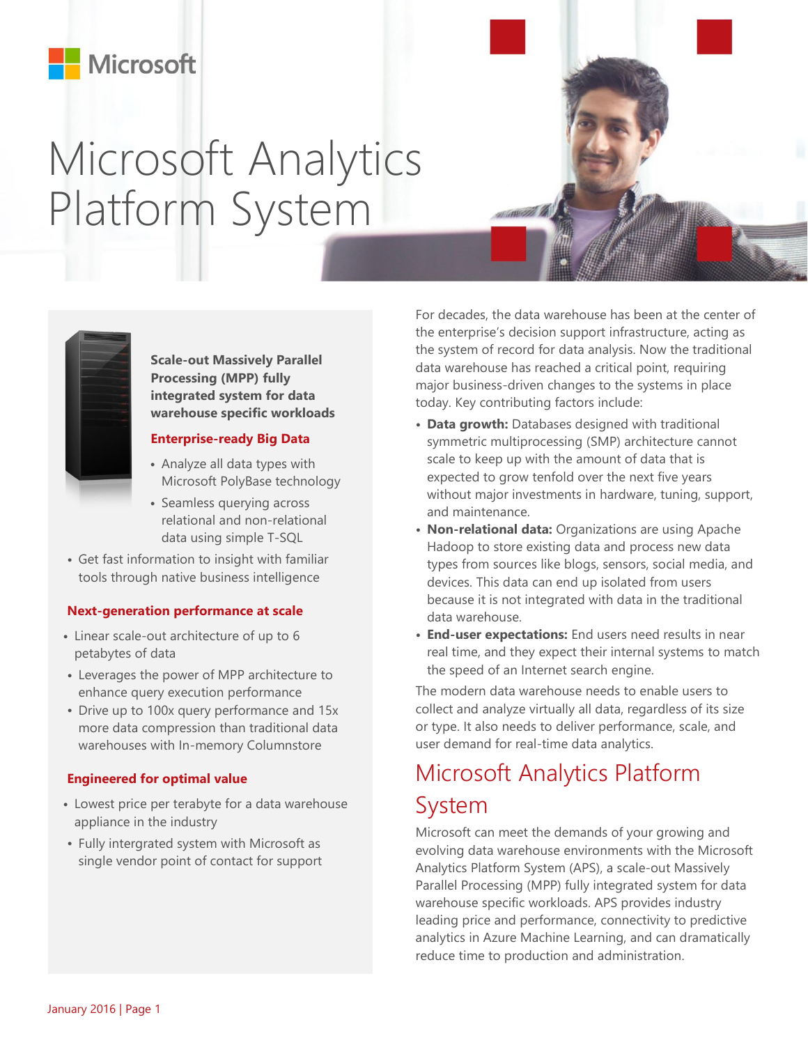# Microsoft Analytics Platform System

**Scale-out Massively Parallel Processing (MPP) fully integrated system for data warehouse specific workloads**

### Enterprise-ready Big Data

- Analyze all data types with Microsoft PolyBase technology
- Seamless querying across relational and non-relational data using simple T-SQL
- Get fast information to insight with familiar tools through native business intelligence

### Next-generation performance at scale

- Linear scale-out architecture of up to 6 petabytes of data
- Leverages the power of MPP architecture to enhance query execution performance
- Drive up to 100x query performance and 15x more data compression than traditional data warehouses with In-memory Columnstore

### Engineered for optimal value

- Lowest price per terabyte for a data warehouse appliance in the industry
- Fully intergrated system with Microsoft as single vendor point of contact for support

For decades, the data warehouse has been at the center of the enterprise's decision support infrastructure, acting as the system of record for data analysis. Now the traditional data warehouse has reached a critical point, requiring major business-driven changes to the systems in place today. Key contributing factors include:

- **Data growth:** Databases designed with traditional symmetric multiprocessing (SMP) architecture cannot scale to keep up with the amount of data that is expected to grow tenfold over the next five years without major investments in hardware, tuning, support, and maintenance.
- **Non-relational data:** Organizations are using Apache Hadoop to store existing data and process new data types from sources like blogs, sensors, social media, and devices. This data can end up isolated from users because it is not integrated with data in the traditional data warehouse.
- **End-user expectations:** End users need results in near real time, and they expect their internal systems to match the speed of an Internet search engine.

The modern data warehouse needs to enable users to collect and analyze virtually all data, regardless of its size or type. It also needs to deliver performance, scale, and user demand for real-time data analytics.

## Microsoft Analytics Platform System

Microsoft can meet the demands of your growing and evolving data warehouse environments with the Microsoft Analytics Platform System (APS), a scale-out Massively Parallel Processing (MPP) fully integrated system for data warehouse specific workloads. APS provides industry leading price and performance, connectivity to predictive analytics in Azure Machine Learning, and can dramatically reduce time to production and administration.

January 2016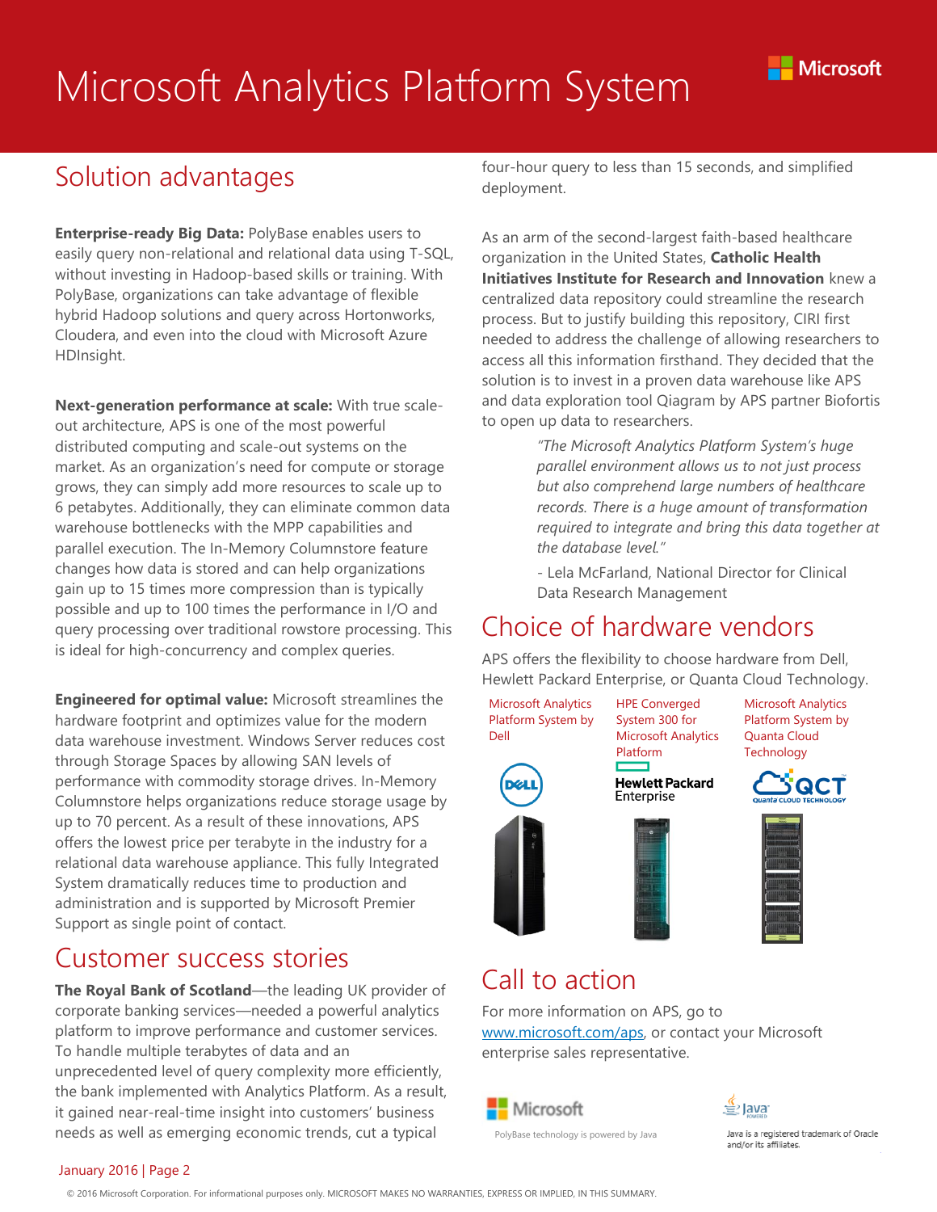# Microsoft Analytics Platform System

## Solution advantages

**Enterprise-ready Big Data:** PolyBase enables users to easily query non-relational and relational data using T-SQL, without investing in Hadoop-based skills or training. With PolyBase, organizations can take advantage of flexible hybrid Hadoop solutions and query across Hortonworks, Cloudera, and even into the cloud with Microsoft Azure HDInsight.

**Next-generation performance at scale:** With true scale-out architecture, APS is one of the most powerful distributed computing and scale-out systems on the market. As an organization's need for compute or storage grows, they can simply add more resources to scale up to 6 petabytes. Additionally, they can eliminate common data warehouse bottlenecks with the MPP capabilities and parallel execution. The In-Memory Columnstore feature changes how data is stored and can help organizations gain up to 15 times more compression than is typically possible and up to 100 times the performance in I/O and query processing over traditional rowstore processing. This is ideal for high-concurrency and complex queries.

**Engineered for optimal value:** Microsoft streamlines the hardware footprint and optimizes value for the modern data warehouse investment. Windows Server reduces cost through Storage Spaces by allowing SAN levels of performance with commodity storage drives. In-Memory Columnstore helps organizations reduce storage usage by up to 70 percent. As a result of these innovations, APS offers the lowest price per terabyte in the industry for a relational data warehouse appliance. This fully Integrated System dramatically reduces time to production and administration and is supported by Microsoft Premier Support as single point of contact.

## Customer success stories

**The Royal Bank of Scotland**—the leading UK provider of corporate banking services—needed a powerful analytics platform to improve performance and customer services. To handle multiple terabytes of data and an unprecedented level of query complexity more efficiently, the bank implemented with Analytics Platform. As a result, it gained near-real-time insight into customers' business needs as well as emerging economic trends, cut a typical four-hour query to less than 15 seconds, and simplified deployment.

As an arm of the second-largest faith-based healthcare organization in the United States, **Catholic Health Initiatives Institute for Research and Innovation** knew a centralized data repository could streamline the research process. But to justify building this repository, CIRI first needed to address the challenge of allowing researchers to access all this information firsthand. They decided that the solution is to invest in a proven data warehouse like APS and data exploration tool Qiagram by APS partner Biofortis to open up data to researchers.

> *"The Microsoft Analytics Platform System's huge parallel environment allows us to not just process but also comprehend large numbers of healthcare records. There is a huge amount of transformation required to integrate and bring this data together at the database level."*
>
> \- Lela McFarland, National Director for Clinical Data Research Management

## Choice of hardware vendors

APS offers the flexibility to choose hardware from Dell, Hewlett Packard Enterprise, or Quanta Cloud Technology.

Microsoft Analytics Platform System by Dell

HPE Converged System 300 for Microsoft Analytics Platform

Microsoft Analytics Platform System by Quanta Cloud Technology

## Call to action

For more information on APS, go to www.microsoft.com/aps, or contact your Microsoft enterprise sales representative.

PolyBase technology is powered by Java

Java is a registered trademark of Oracle and/or its affiliates.

January 2016

© 2016 Microsoft Corporation. For informational purposes only. MICROSOFT MAKES NO WARRANTIES, EXPRESS OR IMPLIED, IN THIS SUMMARY.